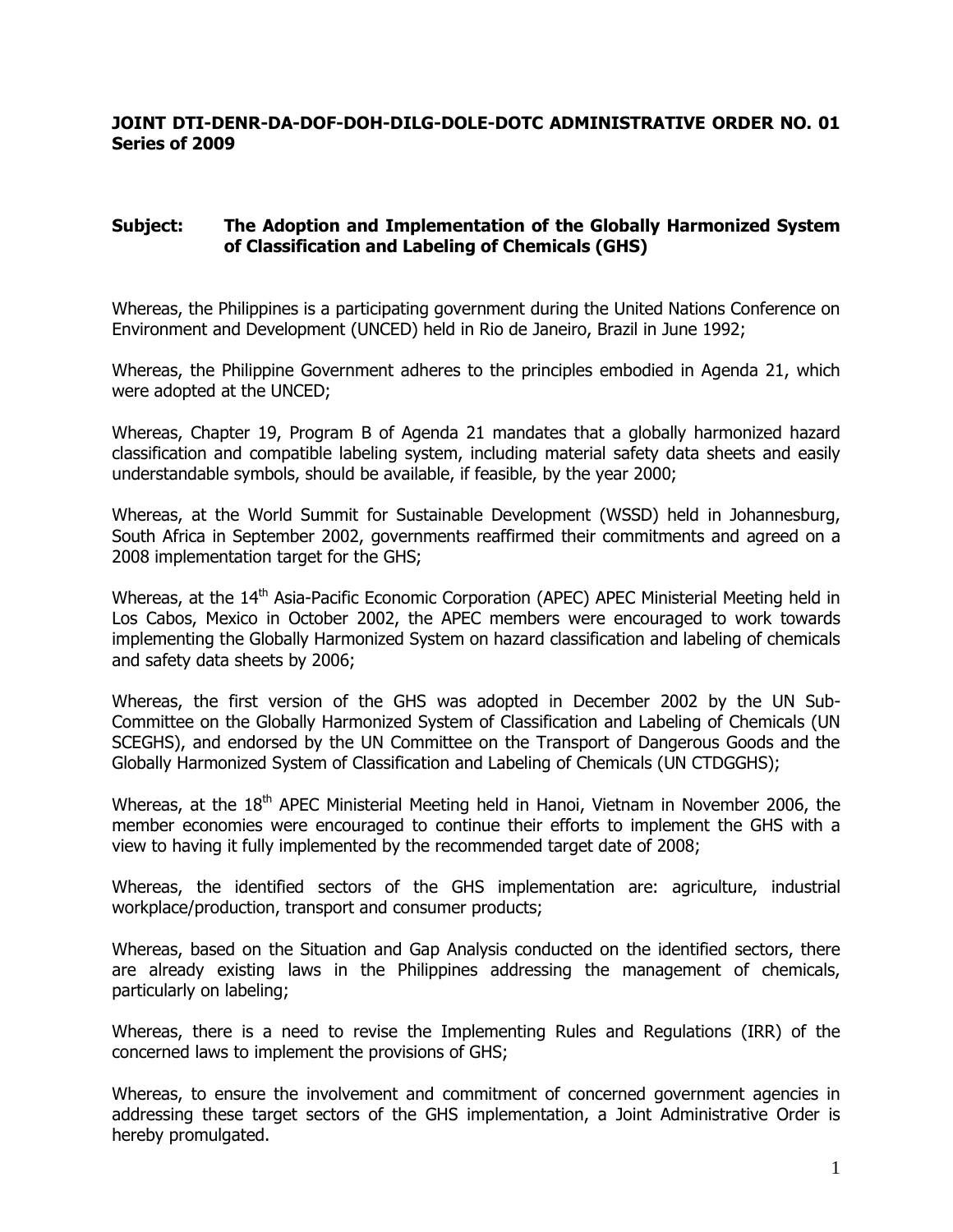**JOINT DTI-DENR-DA-DOF-DOH-DILG-DOLE-DOTC ADMINISTRATIVE ORDER NO. 01 Series of 2009**

**Subject: The Adoption and Implementation of the Globally Harmonized System of Classification and Labeling of Chemicals (GHS)**

Whereas, the Philippines is a participating government during the United Nations Conference on Environment and Development (UNCED) held in Rio de Janeiro, Brazil in June 1992;

Whereas, the Philippine Government adheres to the principles embodied in Agenda 21, which were adopted at the UNCED;

Whereas, Chapter 19, Program B of Agenda 21 mandates that a globally harmonized hazard classification and compatible labeling system, including material safety data sheets and easily understandable symbols, should be available, if feasible, by the year 2000;

Whereas, at the World Summit for Sustainable Development (WSSD) held in Johannesburg, South Africa in September 2002, governments reaffirmed their commitments and agreed on a 2008 implementation target for the GHS;

Whereas, at the 14th Asia-Pacific Economic Corporation (APEC) APEC Ministerial Meeting held in Los Cabos, Mexico in October 2002, the APEC members were encouraged to work towards implementing the Globally Harmonized System on hazard classification and labeling of chemicals and safety data sheets by 2006;

Whereas, the first version of the GHS was adopted in December 2002 by the UN Sub-Committee on the Globally Harmonized System of Classification and Labeling of Chemicals (UN SCEGHS), and endorsed by the UN Committee on the Transport of Dangerous Goods and the Globally Harmonized System of Classification and Labeling of Chemicals (UN CTDGGHS);

Whereas, at the 18th APEC Ministerial Meeting held in Hanoi, Vietnam in November 2006, the member economies were encouraged to continue their efforts to implement the GHS with a view to having it fully implemented by the recommended target date of 2008;

Whereas, the identified sectors of the GHS implementation are: agriculture, industrial workplace/production, transport and consumer products;

Whereas, based on the Situation and Gap Analysis conducted on the identified sectors, there are already existing laws in the Philippines addressing the management of chemicals, particularly on labeling;

Whereas, there is a need to revise the Implementing Rules and Regulations (IRR) of the concerned laws to implement the provisions of GHS;

Whereas, to ensure the involvement and commitment of concerned government agencies in addressing these target sectors of the GHS implementation, a Joint Administrative Order is hereby promulgated.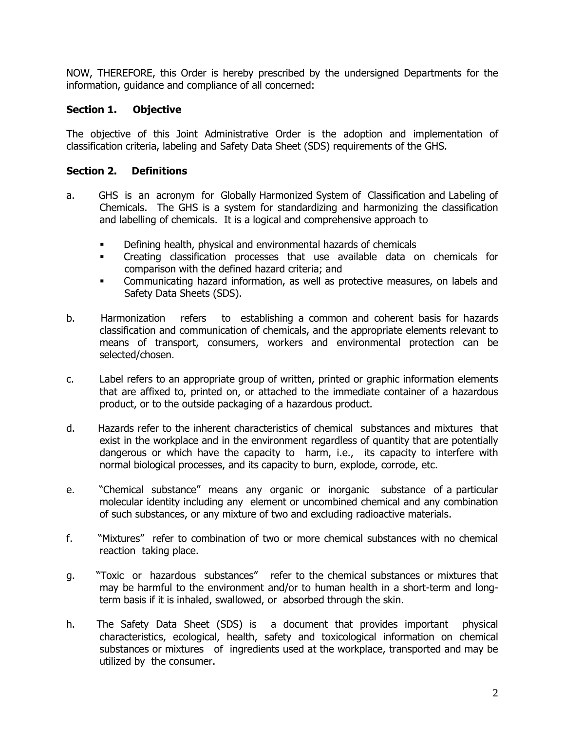NOW, THEREFORE, this Order is hereby prescribed by the undersigned Departments for the information, guidance and compliance of all concerned:

### Section 1. Objective

The objective of this Joint Administrative Order is the adoption and implementation of classification criteria, labeling and Safety Data Sheet (SDS) requirements of the GHS.

### Section 2. Definitions

a. GHS is an acronym for Globally Harmonized System of Classification and Labeling of Chemicals. The GHS is a system for standardizing and harmonizing the classification and labelling of chemicals. It is a logical and comprehensive approach to

- Defining health, physical and environmental hazards of chemicals
- Creating classification processes that use available data on chemicals for comparison with the defined hazard criteria; and
- Communicating hazard information, as well as protective measures, on labels and Safety Data Sheets (SDS).

b. Harmonization refers to establishing a common and coherent basis for hazards classification and communication of chemicals, and the appropriate elements relevant to means of transport, consumers, workers and environmental protection can be selected/chosen.

c. Label refers to an appropriate group of written, printed or graphic information elements that are affixed to, printed on, or attached to the immediate container of a hazardous product, or to the outside packaging of a hazardous product.

d. Hazards refer to the inherent characteristics of chemical substances and mixtures that exist in the workplace and in the environment regardless of quantity that are potentially dangerous or which have the capacity to harm, i.e., its capacity to interfere with normal biological processes, and its capacity to burn, explode, corrode, etc.

e. "Chemical substance" means any organic or inorganic substance of a particular molecular identity including any element or uncombined chemical and any combination of such substances, or any mixture of two and excluding radioactive materials.

f. "Mixtures" refer to combination of two or more chemical substances with no chemical reaction taking place.

g. "Toxic or hazardous substances" refer to the chemical substances or mixtures that may be harmful to the environment and/or to human health in a short-term and long-term basis if it is inhaled, swallowed, or absorbed through the skin.

h. The Safety Data Sheet (SDS) is a document that provides important physical characteristics, ecological, health, safety and toxicological information on chemical substances or mixtures of ingredients used at the workplace, transported and may be utilized by the consumer.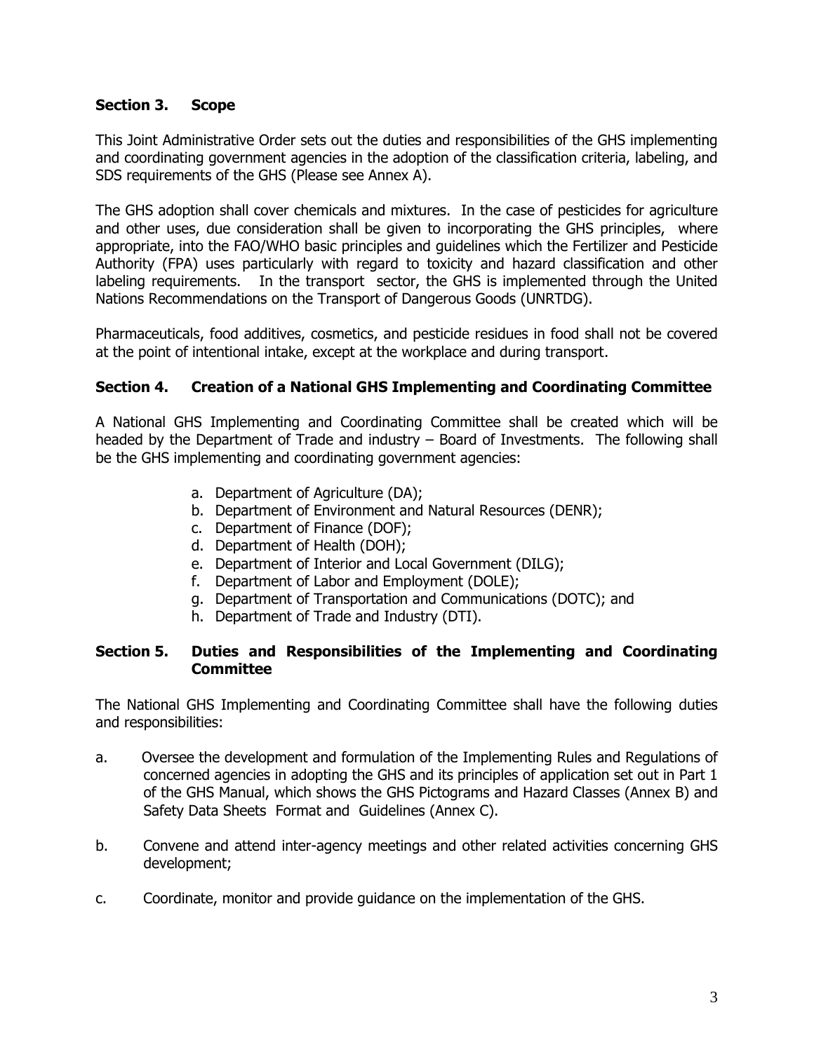### Section 3. Scope

This Joint Administrative Order sets out the duties and responsibilities of the GHS implementing and coordinating government agencies in the adoption of the classification criteria, labeling, and SDS requirements of the GHS (Please see Annex A).

The GHS adoption shall cover chemicals and mixtures. In the case of pesticides for agriculture and other uses, due consideration shall be given to incorporating the GHS principles, where appropriate, into the FAO/WHO basic principles and guidelines which the Fertilizer and Pesticide Authority (FPA) uses particularly with regard to toxicity and hazard classification and other labeling requirements. In the transport sector, the GHS is implemented through the United Nations Recommendations on the Transport of Dangerous Goods (UNRTDG).

Pharmaceuticals, food additives, cosmetics, and pesticide residues in food shall not be covered at the point of intentional intake, except at the workplace and during transport.

### Section 4. Creation of a National GHS Implementing and Coordinating Committee

A National GHS Implementing and Coordinating Committee shall be created which will be headed by the Department of Trade and industry – Board of Investments. The following shall be the GHS implementing and coordinating government agencies:

a. Department of Agriculture (DA);
b. Department of Environment and Natural Resources (DENR);
c. Department of Finance (DOF);
d. Department of Health (DOH);
e. Department of Interior and Local Government (DILG);
f. Department of Labor and Employment (DOLE);
g. Department of Transportation and Communications (DOTC); and
h. Department of Trade and Industry (DTI).

### Section 5. Duties and Responsibilities of the Implementing and Coordinating Committee

The National GHS Implementing and Coordinating Committee shall have the following duties and responsibilities:

a. Oversee the development and formulation of the Implementing Rules and Regulations of concerned agencies in adopting the GHS and its principles of application set out in Part 1 of the GHS Manual, which shows the GHS Pictograms and Hazard Classes (Annex B) and Safety Data Sheets Format and Guidelines (Annex C).

b. Convene and attend inter-agency meetings and other related activities concerning GHS development;

c. Coordinate, monitor and provide guidance on the implementation of the GHS.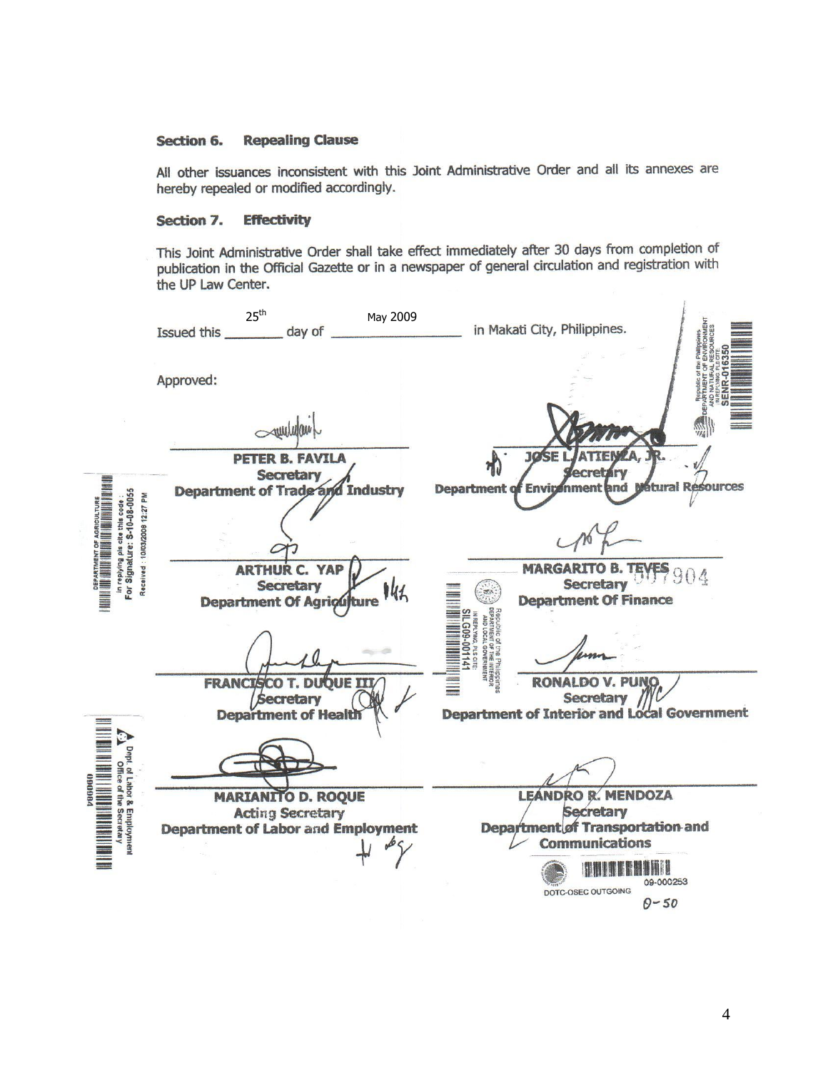### Section 6. Repealing Clause

All other issuances inconsistent with this Joint Administrative Order and all its annexes are hereby repealed or modified accordingly.

### Section 7. Effectivity

This Joint Administrative Order shall take effect immediately after 30 days from completion of publication in the Official Gazette or in a newspaper of general circulation and registration with the UP Law Center.

Issued this 25th day of May 2009 in Makati City, Philippines.

Approved:

**PETER B. FAVILA**
**Secretary**
**Department of Trade and Industry**

**JOSE L. ATIENZA, JR.**
**Secretary**
**Department of Environment and Natural Resources**

**ARTHUR C. YAP**
**Secretary**
**Department Of Agriculture**

**MARGARITO B. TEVES**
**Secretary**
**Department Of Finance**

**FRANCISCO T. DUQUE III**
**Secretary**
**Department of Health**

**RONALDO V. PUNO**
**Secretary**
**Department of Interior and Local Government**

**MARIANITO D. ROQUE**
**Acting Secretary**
**Department of Labor and Employment**

**LEANDRO R. MENDOZA**
**Secretary**
**Department of Transportation and Communications**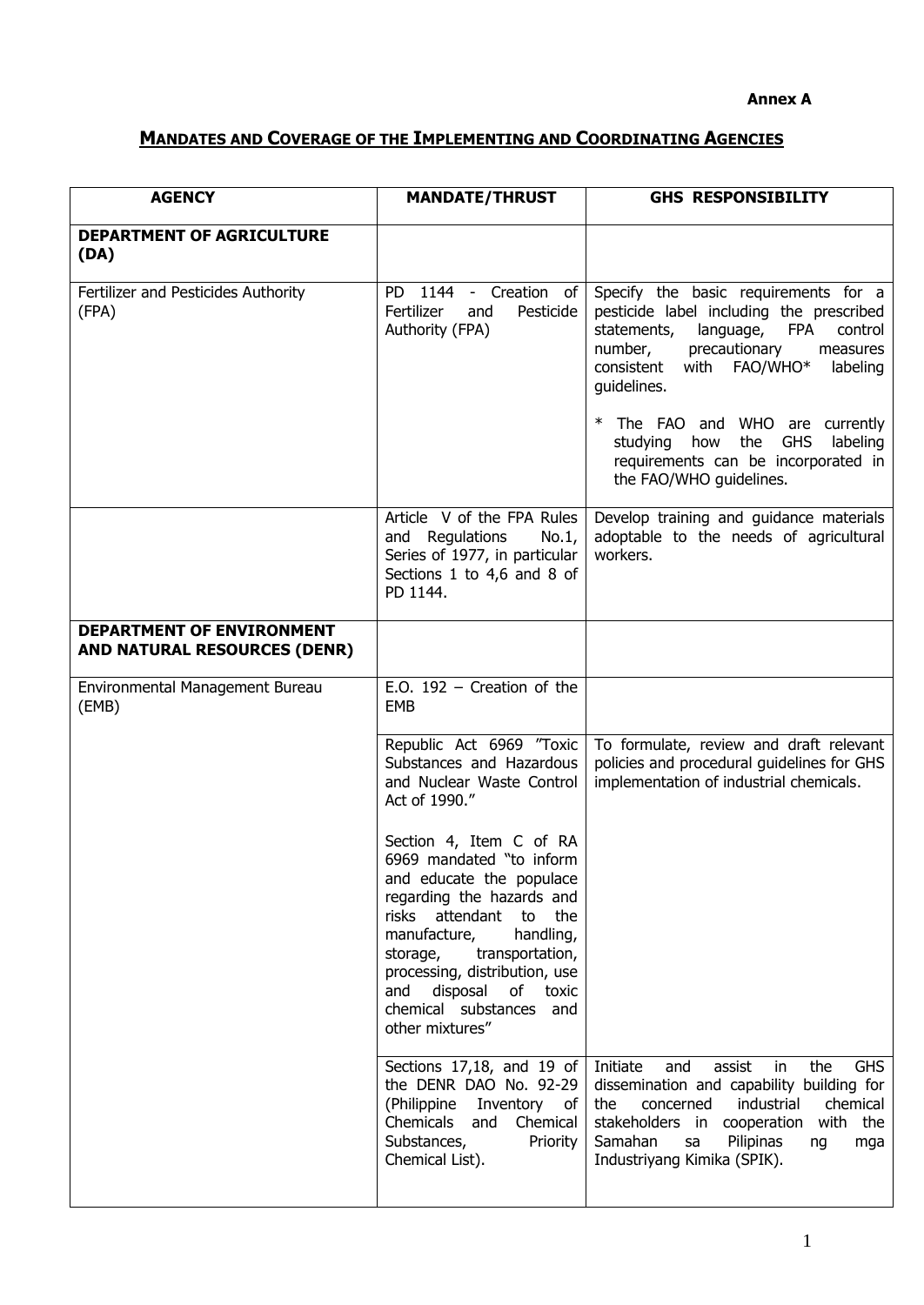**Annex A**

## MANDATES AND COVERAGE OF THE IMPLEMENTING AND COORDINATING AGENCIES

| AGENCY | MANDATE/THRUST | GHS RESPONSIBILITY |
|---|---|---|
| **DEPARTMENT OF AGRICULTURE (DA)** | | |
| Fertilizer and Pesticides Authority (FPA) | PD 1144 - Creation of Fertilizer and Pesticide Authority (FPA) | Specify the basic requirements for a pesticide label including the prescribed statements, language, FPA control number, precautionary measures consistent with FAO/WHO* labeling guidelines.<br><br>* The FAO and WHO are currently studying how the GHS labeling requirements can be incorporated in the FAO/WHO guidelines. |
| | Article V of the FPA Rules and Regulations No.1, Series of 1977, in particular Sections 1 to 4,6 and 8 of PD 1144. | Develop training and guidance materials adoptable to the needs of agricultural workers. |
| **DEPARTMENT OF ENVIRONMENT AND NATURAL RESOURCES (DENR)** | | |
| Environmental Management Bureau (EMB) | E.O. 192 – Creation of the EMB | |
| | Republic Act 6969 "Toxic Substances and Hazardous and Nuclear Waste Control Act of 1990."<br><br>Section 4, Item C of RA 6969 mandated "to inform and educate the populace regarding the hazards and risks attendant to the manufacture, handling, storage, transportation, processing, distribution, use and disposal of toxic chemical substances and other mixtures" | To formulate, review and draft relevant policies and procedural guidelines for GHS implementation of industrial chemicals. |
| | Sections 17,18, and 19 of the DENR DAO No. 92-29 (Philippine Inventory of Chemicals and Chemical Substances, Priority Chemical List). | Initiate and assist in the GHS dissemination and capability building for the concerned industrial chemical stakeholders in cooperation with the Samahan sa Pilipinas ng mga Industriyang Kimika (SPIK). |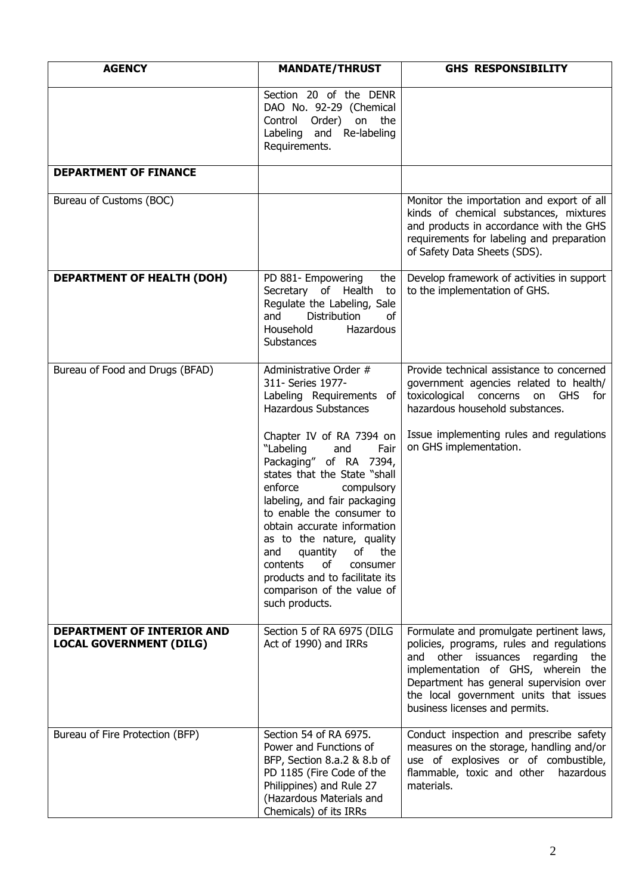| AGENCY | MANDATE/THRUST | GHS RESPONSIBILITY |
|---|---|---|
| | Section 20 of the DENR DAO No. 92-29 (Chemical Control Order) on the Labeling and Re-labeling Requirements. | |
| **DEPARTMENT OF FINANCE** | | |
| Bureau of Customs (BOC) | | Monitor the importation and export of all kinds of chemical substances, mixtures and products in accordance with the GHS requirements for labeling and preparation of Safety Data Sheets (SDS). |
| **DEPARTMENT OF HEALTH (DOH)** | PD 881- Empowering the Secretary of Health to Regulate the Labeling, Sale and Distribution of Household Hazardous Substances | Develop framework of activities in support to the implementation of GHS. |
| Bureau of Food and Drugs (BFAD) | Administrative Order # 311- Series 1977- Labeling Requirements of Hazardous Substances<br><br>Chapter IV of RA 7394 on "Labeling and Fair Packaging" of RA 7394, states that the State "shall enforce compulsory labeling, and fair packaging to enable the consumer to obtain accurate information as to the nature, quality and quantity of the contents of consumer products and to facilitate its comparison of the value of such products. | Provide technical assistance to concerned government agencies related to health/ toxicological concerns on GHS for hazardous household substances.<br><br>Issue implementing rules and regulations on GHS implementation. |
| **DEPARTMENT OF INTERIOR AND LOCAL GOVERNMENT (DILG)** | Section 5 of RA 6975 (DILG Act of 1990) and IRRs | Formulate and promulgate pertinent laws, policies, programs, rules and regulations and other issuances regarding the implementation of GHS, wherein the Department has general supervision over the local government units that issues business licenses and permits. |
| Bureau of Fire Protection (BFP) | Section 54 of RA 6975. Power and Functions of BFP, Section 8.a.2 & 8.b of PD 1185 (Fire Code of the Philippines) and Rule 27 (Hazardous Materials and Chemicals) of its IRRs | Conduct inspection and prescribe safety measures on the storage, handling and/or use of explosives or of combustible, flammable, toxic and other hazardous materials. |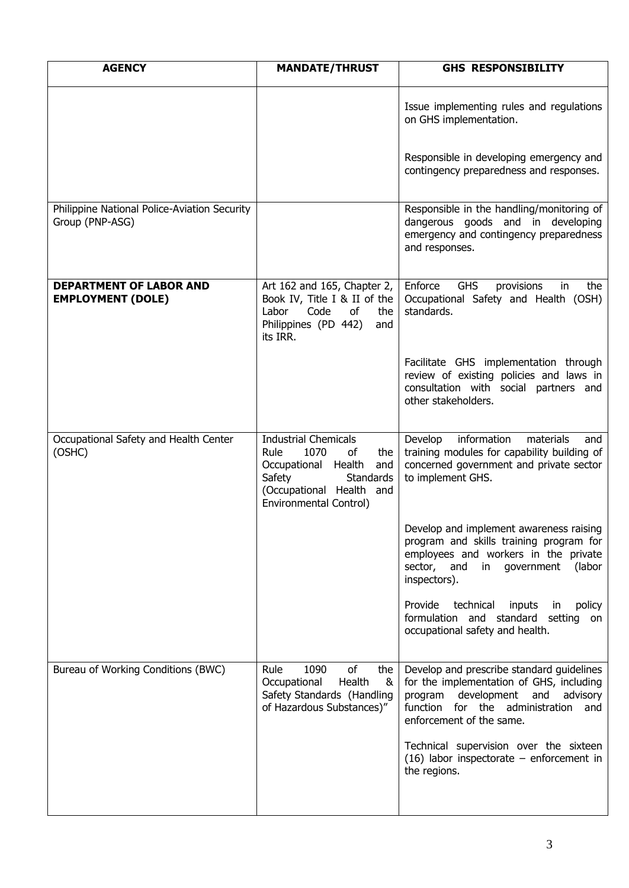| AGENCY | MANDATE/THRUST | GHS RESPONSIBILITY |
|---|---|---|
| | | Issue implementing rules and regulations on GHS implementation.<br><br>Responsible in developing emergency and contingency preparedness and responses. |
| Philippine National Police-Aviation Security Group (PNP-ASG) | | Responsible in the handling/monitoring of dangerous goods and in developing emergency and contingency preparedness and responses. |
| **DEPARTMENT OF LABOR AND EMPLOYMENT (DOLE)** | Art 162 and 165, Chapter 2, Book IV, Title I & II of the Labor Code of the Philippines (PD 442) and its IRR. | Enforce GHS provisions in the Occupational Safety and Health (OSH) standards.<br><br>Facilitate GHS implementation through review of existing policies and laws in consultation with social partners and other stakeholders. |
| Occupational Safety and Health Center (OSHC) | Industrial Chemicals Rule 1070 of the Occupational Health and Safety Standards (Occupational Health and Environmental Control) | Develop information materials and training modules for capability building of concerned government and private sector to implement GHS.<br><br>Develop and implement awareness raising program and skills training program for employees and workers in the private sector, and in government (labor inspectors).<br><br>Provide technical inputs in policy formulation and standard setting on occupational safety and health. |
| Bureau of Working Conditions (BWC) | Rule 1090 of the Occupational Health & Safety Standards (Handling of Hazardous Substances)" | Develop and prescribe standard guidelines for the implementation of GHS, including program development and advisory function for the administration and enforcement of the same.<br><br>Technical supervision over the sixteen (16) labor inspectorate – enforcement in the regions. |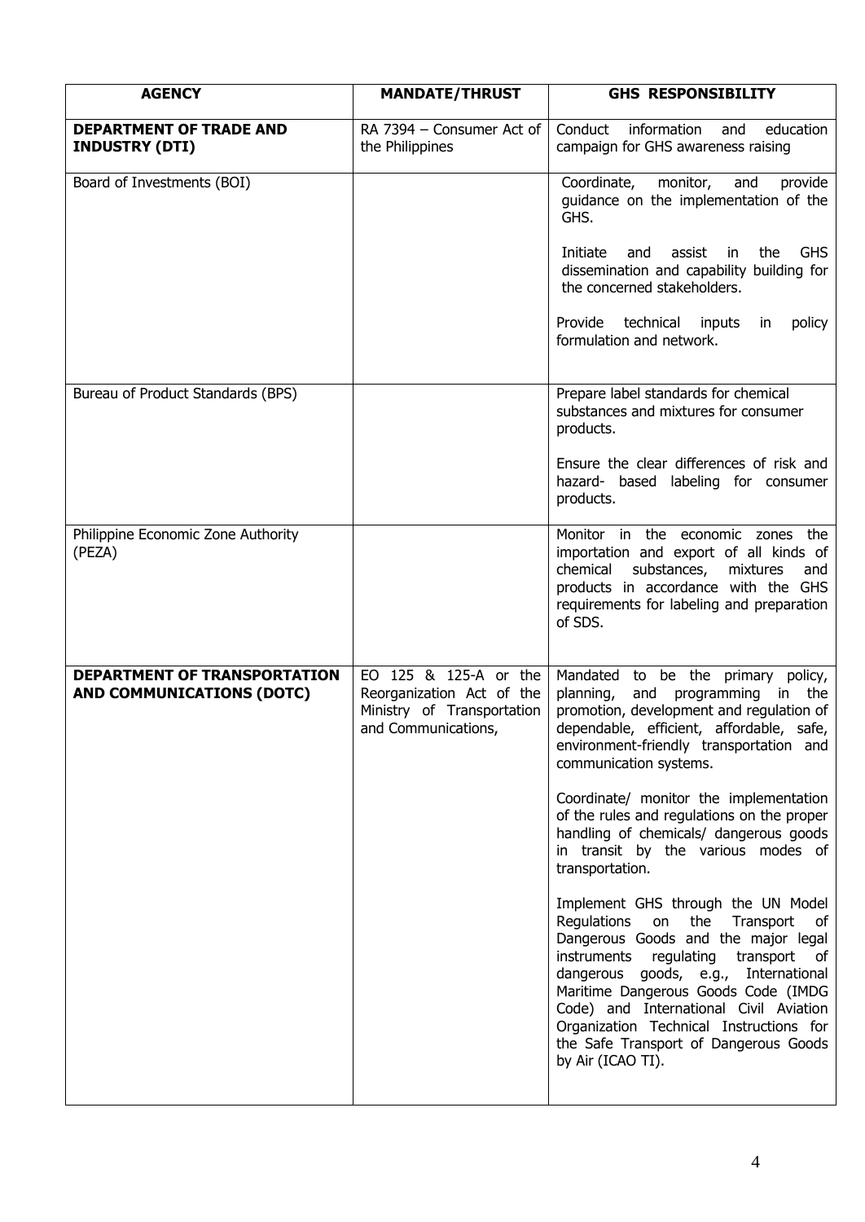| AGENCY | MANDATE/THRUST | GHS RESPONSIBILITY |
|---|---|---|
| **DEPARTMENT OF TRADE AND INDUSTRY (DTI)** | RA 7394 – Consumer Act of the Philippines | Conduct information and education campaign for GHS awareness raising |
| Board of Investments (BOI) | | Coordinate, monitor, and provide guidance on the implementation of the GHS.<br><br>Initiate and assist in the GHS dissemination and capability building for the concerned stakeholders.<br><br>Provide technical inputs in policy formulation and network. |
| Bureau of Product Standards (BPS) | | Prepare label standards for chemical substances and mixtures for consumer products.<br><br>Ensure the clear differences of risk and hazard- based labeling for consumer products. |
| Philippine Economic Zone Authority (PEZA) | | Monitor in the economic zones the importation and export of all kinds of chemical substances, mixtures and products in accordance with the GHS requirements for labeling and preparation of SDS. |
| **DEPARTMENT OF TRANSPORTATION AND COMMUNICATIONS (DOTC)** | EO 125 & 125-A or the Reorganization Act of the Ministry of Transportation and Communications, | Mandated to be the primary policy, planning, and programming in the promotion, development and regulation of dependable, efficient, affordable, safe, environment-friendly transportation and communication systems.<br><br>Coordinate/ monitor the implementation of the rules and regulations on the proper handling of chemicals/ dangerous goods in transit by the various modes of transportation.<br><br>Implement GHS through the UN Model Regulations on the Transport of Dangerous Goods and the major legal instruments regulating transport of dangerous goods, e.g., International Maritime Dangerous Goods Code (IMDG Code) and International Civil Aviation Organization Technical Instructions for the Safe Transport of Dangerous Goods by Air (ICAO TI). |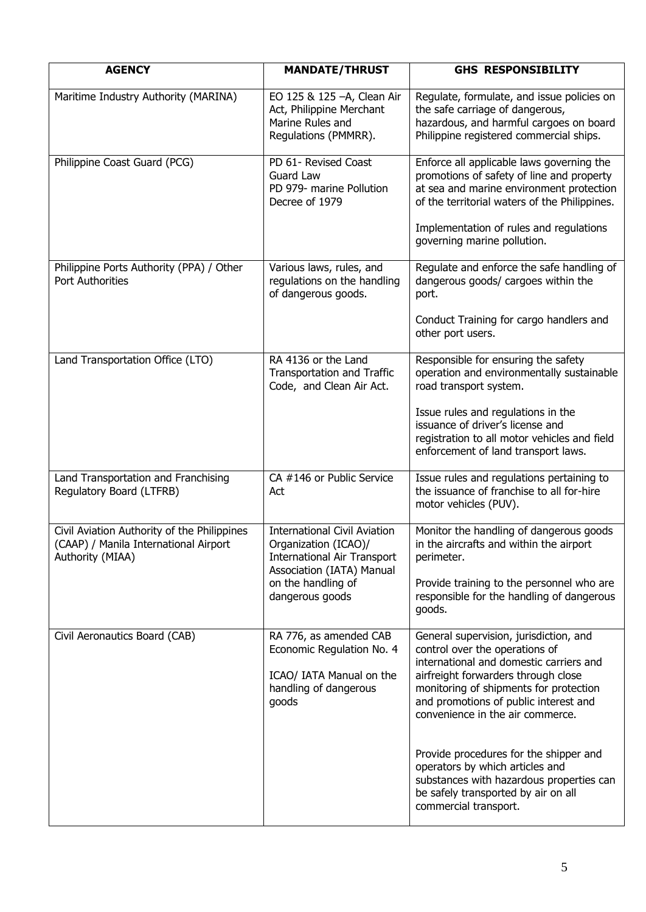| AGENCY | MANDATE/THRUST | GHS RESPONSIBILITY |
|---|---|---|
| Maritime Industry Authority (MARINA) | EO 125 & 125 –A, Clean Air Act, Philippine Merchant Marine Rules and Regulations (PMMRR). | Regulate, formulate, and issue policies on the safe carriage of dangerous, hazardous, and harmful cargoes on board Philippine registered commercial ships. |
| Philippine Coast Guard (PCG) | PD 61- Revised Coast Guard Law<br>PD 979- marine Pollution Decree of 1979 | Enforce all applicable laws governing the promotions of safety of line and property at sea and marine environment protection of the territorial waters of the Philippines.<br><br>Implementation of rules and regulations governing marine pollution. |
| Philippine Ports Authority (PPA) / Other Port Authorities | Various laws, rules, and regulations on the handling of dangerous goods. | Regulate and enforce the safe handling of dangerous goods/ cargoes within the port.<br><br>Conduct Training for cargo handlers and other port users. |
| Land Transportation Office (LTO) | RA 4136 or the Land Transportation and Traffic Code, and Clean Air Act. | Responsible for ensuring the safety operation and environmentally sustainable road transport system.<br><br>Issue rules and regulations in the issuance of driver's license and registration to all motor vehicles and field enforcement of land transport laws. |
| Land Transportation and Franchising Regulatory Board (LTFRB) | CA #146 or Public Service Act | Issue rules and regulations pertaining to the issuance of franchise to all for-hire motor vehicles (PUV). |
| Civil Aviation Authority of the Philippines (CAAP) / Manila International Airport Authority (MIAA) | International Civil Aviation Organization (ICAO)/ International Air Transport Association (IATA) Manual on the handling of dangerous goods | Monitor the handling of dangerous goods in the aircrafts and within the airport perimeter.<br><br>Provide training to the personnel who are responsible for the handling of dangerous goods. |
| Civil Aeronautics Board (CAB) | RA 776, as amended CAB Economic Regulation No. 4<br><br>ICAO/ IATA Manual on the handling of dangerous goods | General supervision, jurisdiction, and control over the operations of international and domestic carriers and airfreight forwarders through close monitoring of shipments for protection and promotions of public interest and convenience in the air commerce.<br><br>Provide procedures for the shipper and operators by which articles and substances with hazardous properties can be safely transported by air on all commercial transport. |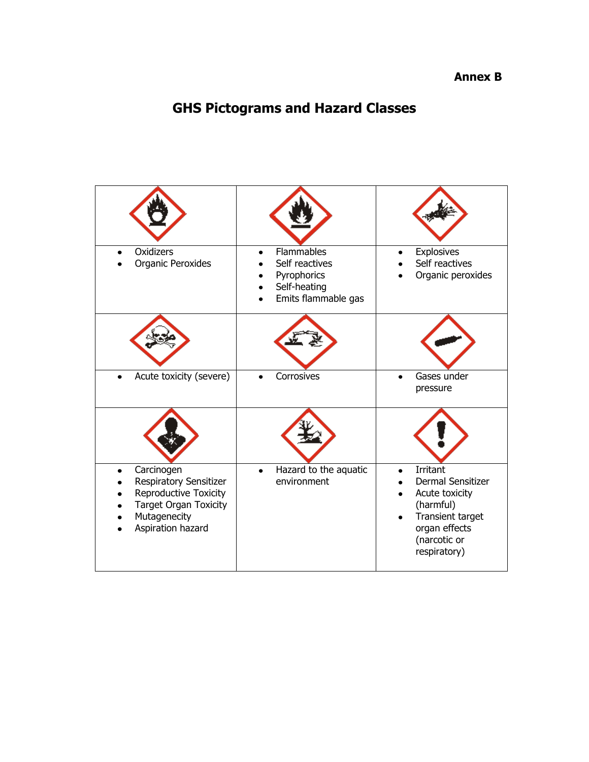**Annex B**

# GHS Pictograms and Hazard Classes

| | | |
|---|---|---|
| • Oxidizers<br>• Organic Peroxides | • Flammables<br>• Self reactives<br>• Pyrophorics<br>• Self-heating<br>• Emits flammable gas | • Explosives<br>• Self reactives<br>• Organic peroxides |
| • Acute toxicity (severe) | • Corrosives | • Gases under pressure |
| • Carcinogen<br>• Respiratory Sensitizer<br>• Reproductive Toxicity<br>• Target Organ Toxicity<br>• Mutagenecity<br>• Aspiration hazard | • Hazard to the aquatic environment | • Irritant<br>• Dermal Sensitizer<br>• Acute toxicity (harmful)<br>• Transient target organ effects (narcotic or respiratory) |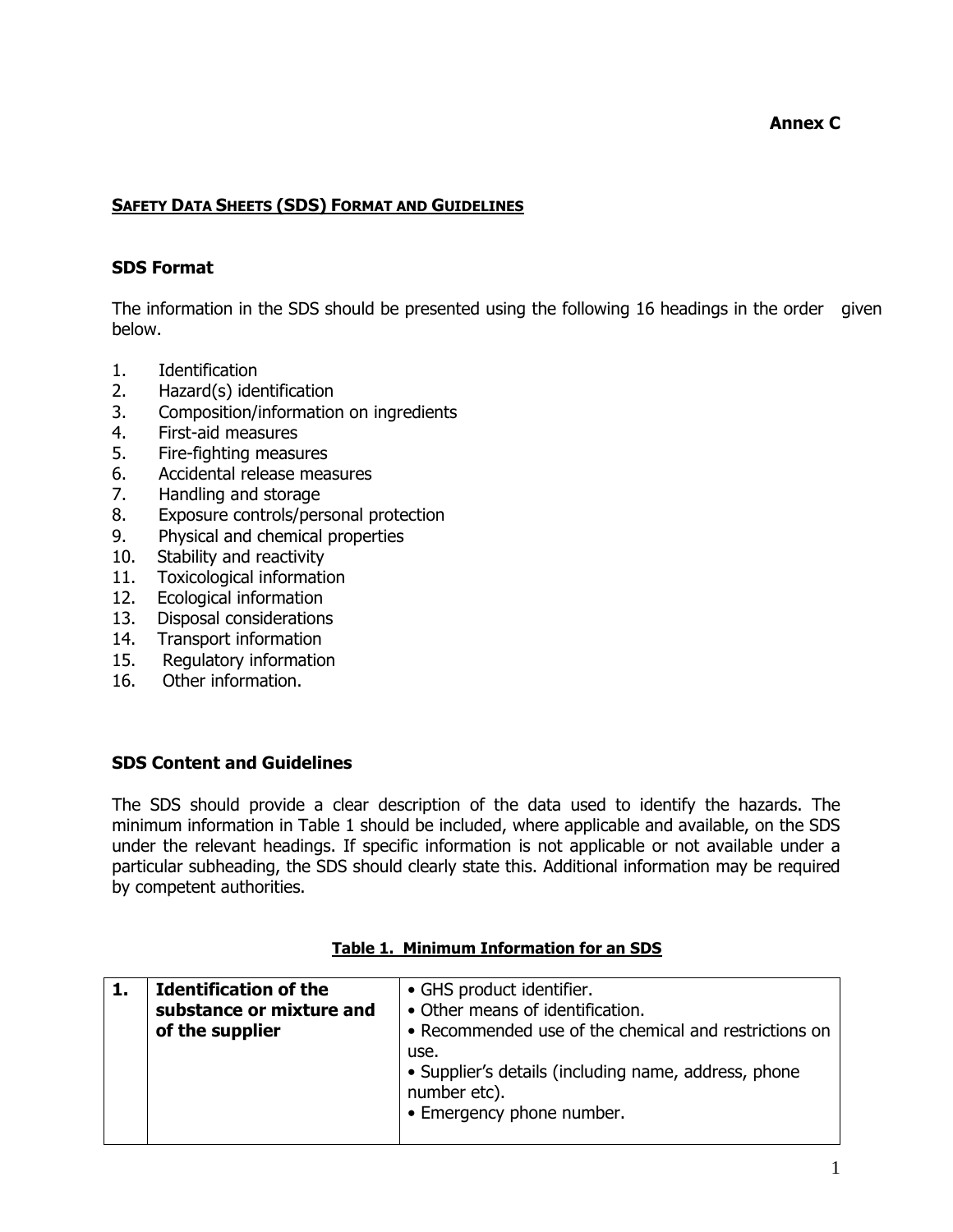**Annex C**

## SAFETY DATA SHEETS (SDS) FORMAT AND GUIDELINES

### SDS Format

The information in the SDS should be presented using the following 16 headings in the order given below.

1. Identification
2. Hazard(s) identification
3. Composition/information on ingredients
4. First-aid measures
5. Fire-fighting measures
6. Accidental release measures
7. Handling and storage
8. Exposure controls/personal protection
9. Physical and chemical properties
10. Stability and reactivity
11. Toxicological information
12. Ecological information
13. Disposal considerations
14. Transport information
15. Regulatory information
16. Other information.

### SDS Content and Guidelines

The SDS should provide a clear description of the data used to identify the hazards. The minimum information in Table 1 should be included, where applicable and available, on the SDS under the relevant headings. If specific information is not applicable or not available under a particular subheading, the SDS should clearly state this. Additional information may be required by competent authorities.

**Table 1. Minimum Information for an SDS**

| | | |
|---|---|---|
| **1.** | **Identification of the substance or mixture and of the supplier** | • GHS product identifier.<br>• Other means of identification.<br>• Recommended use of the chemical and restrictions on use.<br>• Supplier's details (including name, address, phone number etc).<br>• Emergency phone number. |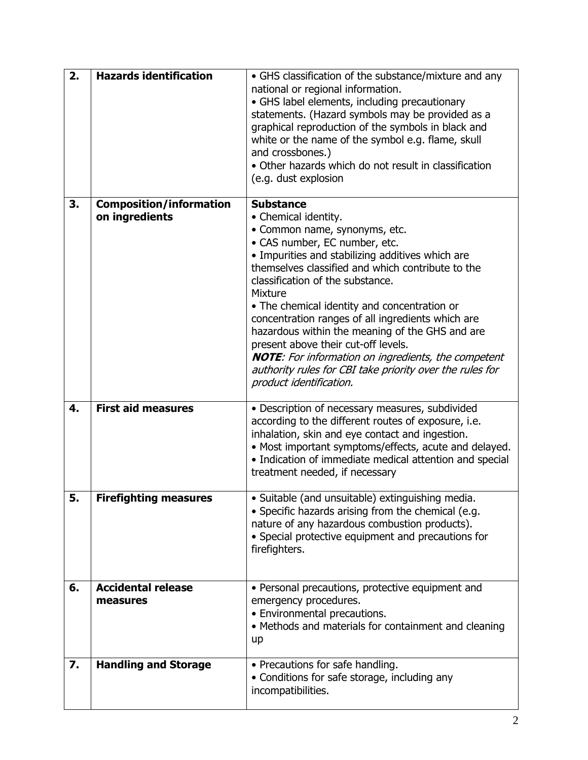| | | |
|---|---|---|
| **2.** | **Hazards identification** | • GHS classification of the substance/mixture and any national or regional information.<br>• GHS label elements, including precautionary statements. (Hazard symbols may be provided as a graphical reproduction of the symbols in black and white or the name of the symbol e.g. flame, skull and crossbones.)<br>• Other hazards which do not result in classification (e.g. dust explosion |
| **3.** | **Composition/information on ingredients** | **Substance**<br>• Chemical identity.<br>• Common name, synonyms, etc.<br>• CAS number, EC number, etc.<br>• Impurities and stabilizing additives which are themselves classified and which contribute to the classification of the substance.<br>Mixture<br>• The chemical identity and concentration or concentration ranges of all ingredients which are hazardous within the meaning of the GHS and are present above their cut-off levels.<br>***NOTE****: For information on ingredients, the competent authority rules for CBI take priority over the rules for product identification.* |
| **4.** | **First aid measures** | • Description of necessary measures, subdivided according to the different routes of exposure, i.e. inhalation, skin and eye contact and ingestion.<br>• Most important symptoms/effects, acute and delayed.<br>• Indication of immediate medical attention and special treatment needed, if necessary |
| **5.** | **Firefighting measures** | • Suitable (and unsuitable) extinguishing media.<br>• Specific hazards arising from the chemical (e.g. nature of any hazardous combustion products).<br>• Special protective equipment and precautions for firefighters. |
| **6.** | **Accidental release measures** | • Personal precautions, protective equipment and emergency procedures.<br>• Environmental precautions.<br>• Methods and materials for containment and cleaning up |
| **7.** | **Handling and Storage** | • Precautions for safe handling.<br>• Conditions for safe storage, including any incompatibilities. |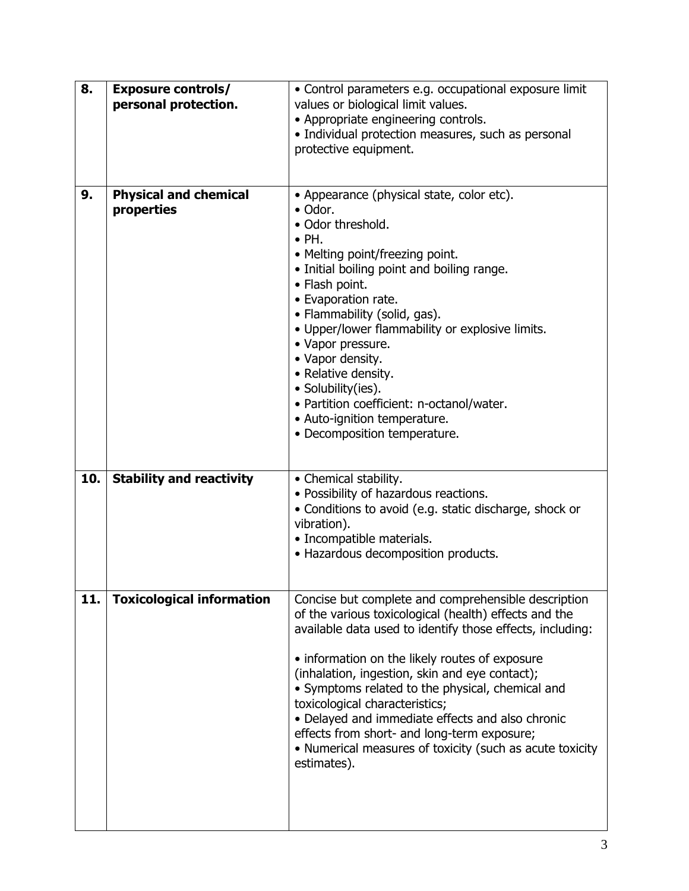| | | |
|---|---|---|
| **8.** | **Exposure controls/ personal protection.** | • Control parameters e.g. occupational exposure limit values or biological limit values.<br>• Appropriate engineering controls.<br>• Individual protection measures, such as personal protective equipment. |
| **9.** | **Physical and chemical properties** | • Appearance (physical state, color etc).<br>• Odor.<br>• Odor threshold.<br>• PH.<br>• Melting point/freezing point.<br>• Initial boiling point and boiling range.<br>• Flash point.<br>• Evaporation rate.<br>• Flammability (solid, gas).<br>• Upper/lower flammability or explosive limits.<br>• Vapor pressure.<br>• Vapor density.<br>• Relative density.<br>• Solubility(ies).<br>• Partition coefficient: n-octanol/water.<br>• Auto-ignition temperature.<br>• Decomposition temperature. |
| **10.** | **Stability and reactivity** | • Chemical stability.<br>• Possibility of hazardous reactions.<br>• Conditions to avoid (e.g. static discharge, shock or vibration).<br>• Incompatible materials.<br>• Hazardous decomposition products. |
| **11.** | **Toxicological information** | Concise but complete and comprehensible description of the various toxicological (health) effects and the available data used to identify those effects, including:<br><br>• information on the likely routes of exposure (inhalation, ingestion, skin and eye contact);<br>• Symptoms related to the physical, chemical and toxicological characteristics;<br>• Delayed and immediate effects and also chronic effects from short- and long-term exposure;<br>• Numerical measures of toxicity (such as acute toxicity estimates). |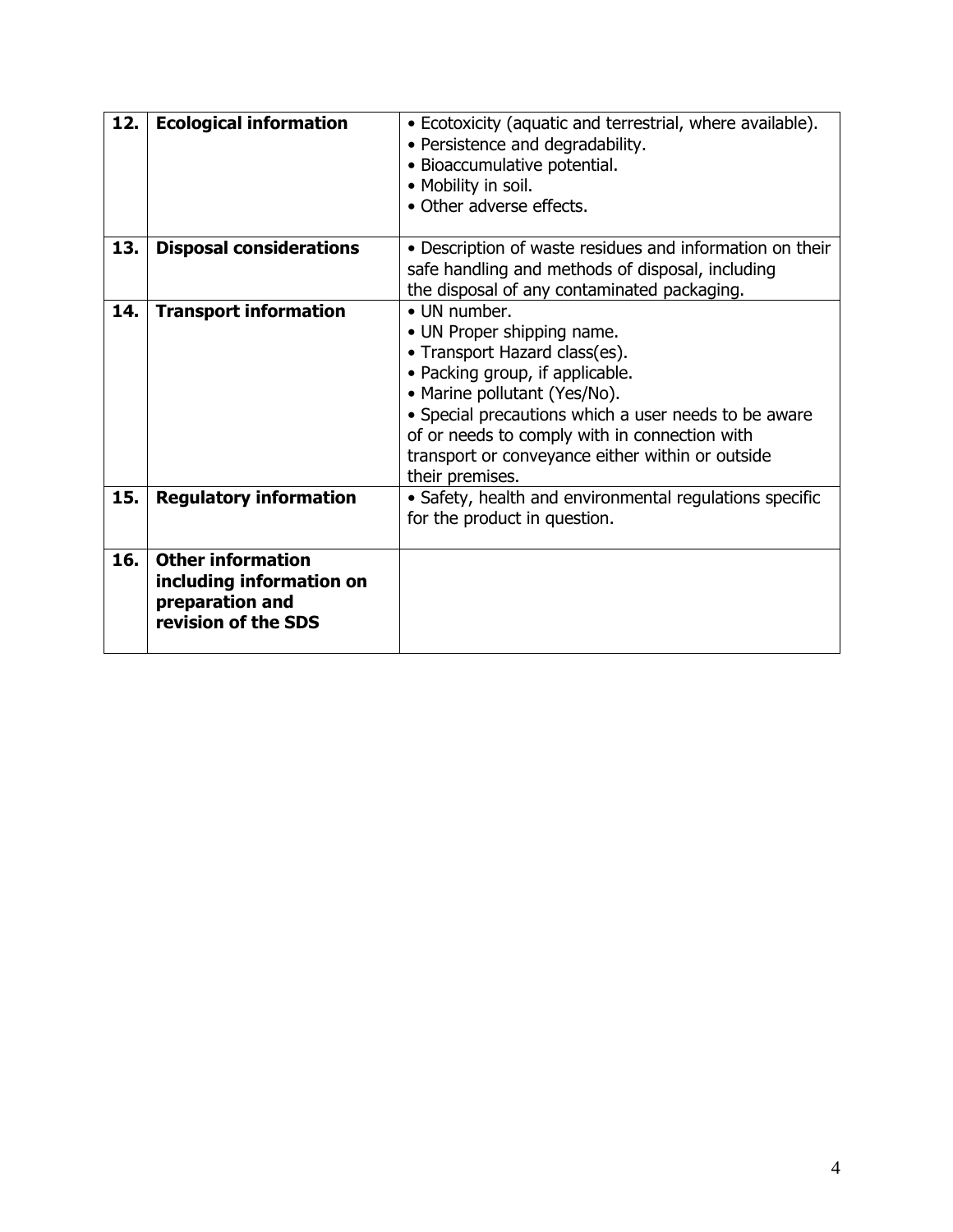| | | |
|---|---|---|
| **12.** | **Ecological information** | • Ecotoxicity (aquatic and terrestrial, where available).<br>• Persistence and degradability.<br>• Bioaccumulative potential.<br>• Mobility in soil.<br>• Other adverse effects. |
| **13.** | **Disposal considerations** | • Description of waste residues and information on their safe handling and methods of disposal, including the disposal of any contaminated packaging. |
| **14.** | **Transport information** | • UN number.<br>• UN Proper shipping name.<br>• Transport Hazard class(es).<br>• Packing group, if applicable.<br>• Marine pollutant (Yes/No).<br>• Special precautions which a user needs to be aware of or needs to comply with in connection with transport or conveyance either within or outside their premises. |
| **15.** | **Regulatory information** | • Safety, health and environmental regulations specific for the product in question. |
| **16.** | **Other information including information on preparation and revision of the SDS** | |